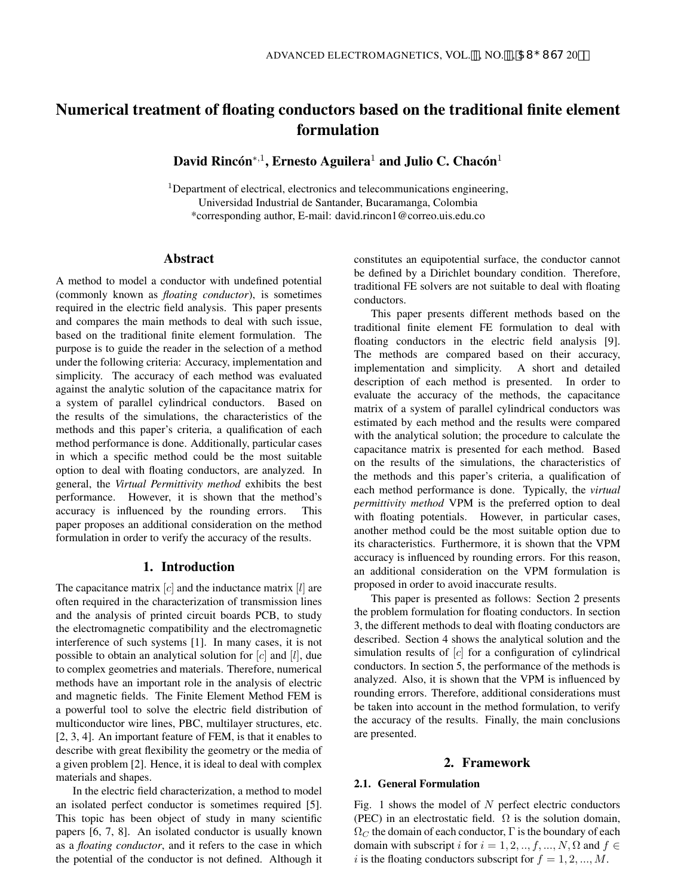# Numerical treatment of floating conductors based on the traditional finite element formulation

**David Rincón*,1, Ernesto Aguilera[1] and Julio C. Chacón[1]**

[1]Department of electrical, electronics and telecommunications engineering, Universidad Industrial de Santander, Bucaramanga, Colombia
*corresponding author, E-mail: david.rincon1@correo.uis.edu.co

## Abstract

A method to model a conductor with undefined potential (commonly known as *floating conductor*), is sometimes required in the electric field analysis. This paper presents and compares the main methods to deal with such issue, based on the traditional finite element formulation. The purpose is to guide the reader in the selection of a method under the following criteria: Accuracy, implementation and simplicity. The accuracy of each method was evaluated against the analytic solution of the capacitance matrix for a system of parallel cylindrical conductors. Based on the results of the simulations, the characteristics of the methods and this paper's criteria, a qualification of each method performance is done. Additionally, particular cases in which a specific method could be the most suitable option to deal with floating conductors, are analyzed. In general, the *Virtual Permittivity method* exhibits the best performance. However, it is shown that the method's accuracy is influenced by the rounding errors. This paper proposes an additional consideration on the method formulation in order to verify the accuracy of the results.

## 1. Introduction

The capacitance matrix $[c]$ and the inductance matrix $[l]$ are often required in the characterization of transmission lines and the analysis of printed circuit boards PCB, to study the electromagnetic compatibility and the electromagnetic interference of such systems [1]. In many cases, it is not possible to obtain an analytical solution for $[c]$ and $[l]$, due to complex geometries and materials. Therefore, numerical methods have an important role in the analysis of electric and magnetic fields. The Finite Element Method FEM is a powerful tool to solve the electric field distribution of multiconductor wire lines, PBC, multilayer structures, etc. [2, 3, 4]. An important feature of FEM, is that it enables to describe with great flexibility the geometry or the media of a given problem [2]. Hence, it is ideal to deal with complex materials and shapes.

In the electric field characterization, a method to model an isolated perfect conductor is sometimes required [5]. This topic has been object of study in many scientific papers [6, 7, 8]. An isolated conductor is usually known as a *floating conductor*, and it refers to the case in which the potential of the conductor is not defined. Although it constitutes an equipotential surface, the conductor cannot be defined by a Dirichlet boundary condition. Therefore, traditional FE solvers are not suitable to deal with floating conductors.

This paper presents different methods based on the traditional finite element FE formulation to deal with floating conductors in the electric field analysis [9]. The methods are compared based on their accuracy, implementation and simplicity. A short and detailed description of each method is presented. In order to evaluate the accuracy of the methods, the capacitance matrix of a system of parallel cylindrical conductors was estimated by each method and the results were compared with the analytical solution; the procedure to calculate the capacitance matrix is presented for each method. Based on the results of the simulations, the characteristics of the methods and this paper's criteria, a qualification of each method performance is done. Typically, the *virtual permittivity method* VPM is the preferred option to deal with floating potentials. However, in particular cases, another method could be the most suitable option due to its characteristics. Furthermore, it is shown that the VPM accuracy is influenced by rounding errors. For this reason, an additional consideration on the VPM formulation is proposed in order to avoid inaccurate results.

This paper is presented as follows: Section 2 presents the problem formulation for floating conductors. In section 3, the different methods to deal with floating conductors are described. Section 4 shows the analytical solution and the simulation results of $[c]$ for a configuration of cylindrical conductors. In section 5, the performance of the methods is analyzed. Also, it is shown that the VPM is influenced by rounding errors. Therefore, additional considerations must be taken into account in the method formulation, to verify the accuracy of the results. Finally, the main conclusions are presented.

## 2. Framework

### 2.1. General Formulation

Fig. 1 shows the model of $N$ perfect electric conductors (PEC) in an electrostatic field. $\Omega$ is the solution domain, $\Omega_C$ the domain of each conductor, $\Gamma$ is the boundary of each domain with subscript $i$ for $i = 1, 2, .., f, ..., N, \Omega$ and $f \in i$ is the floating conductors subscript for $f = 1, 2, ..., M$.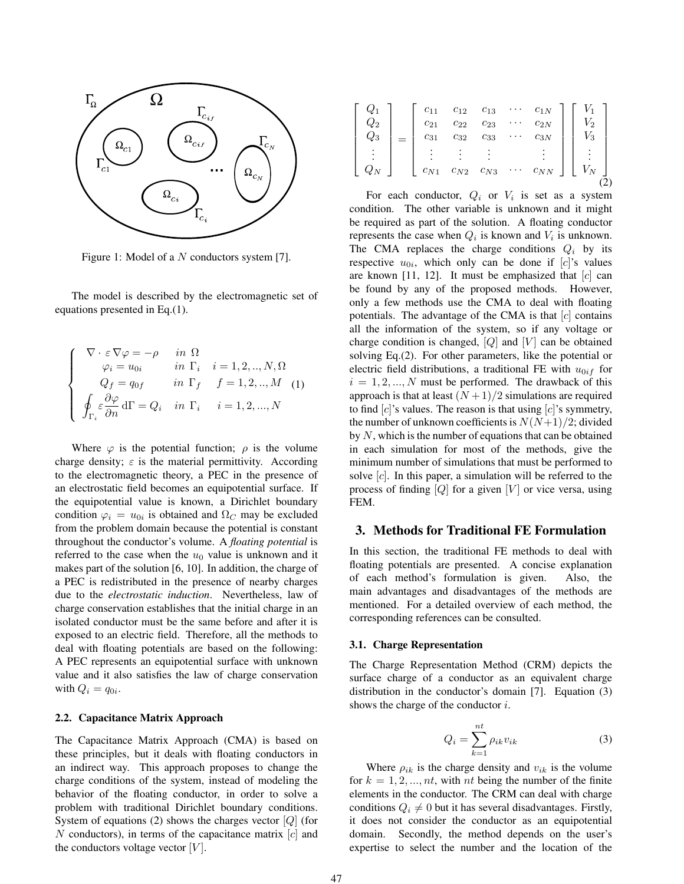Figure 1: Model of a $N$ conductors system [7].

The model is described by the electromagnetic set of equations presented in Eq.(1).

$$
\begin{cases}
\nabla \cdot \varepsilon \nabla \varphi = -\rho & in\ \Omega \\
\varphi_i = u_{0i} & in\ \Gamma_i \quad i = 1, 2, .., N, \Omega \\
Q_f = q_{0f} & in\ \Gamma_f \quad f = 1, 2, .., M \\
\oint_{\Gamma_i} \varepsilon \dfrac{\partial \varphi}{\partial n} \, \mathrm{d}\Gamma = Q_i & in\ \Gamma_i \quad i = 1, 2, ..., N
\end{cases} \tag{1}
$$

Where $\varphi$ is the potential function; $\rho$ is the volume charge density; $\varepsilon$ is the material permittivity. According to the electromagnetic theory, a PEC in the presence of an electrostatic field becomes an equipotential surface. If the equipotential value is known, a Dirichlet boundary condition $\varphi_i = u_{0i}$ is obtained and $\Omega_C$ may be excluded from the problem domain because the potential is constant throughout the conductor's volume. A *floating potential* is referred to the case when the $u_0$ value is unknown and it makes part of the solution [6, 10]. In addition, the charge of a PEC is redistributed in the presence of nearby charges due to the *electrostatic induction*. Nevertheless, law of charge conservation establishes that the initial charge in an isolated conductor must be the same before and after it is exposed to an electric field. Therefore, all the methods to deal with floating potentials are based on the following: A PEC represents an equipotential surface with unknown value and it also satisfies the law of charge conservation with $Q_i = q_{0i}$.

### 2.2. Capacitance Matrix Approach

The Capacitance Matrix Approach (CMA) is based on these principles, but it deals with floating conductors in an indirect way. This approach proposes to change the charge conditions of the system, instead of modeling the behavior of the floating conductor, in order to solve a problem with traditional Dirichlet boundary conditions. System of equations (2) shows the charges vector $[Q]$ (for $N$ conductors), in terms of the capacitance matrix $[c]$ and the conductors voltage vector $[V]$.

$$
\begin{bmatrix} Q_1 \\ Q_2 \\ Q_3 \\ \vdots \\ Q_N \end{bmatrix} = \begin{bmatrix} c_{11} & c_{12} & c_{13} & \cdots & c_{1N} \\ c_{21} & c_{22} & c_{23} & \cdots & c_{2N} \\ c_{31} & c_{32} & c_{33} & \cdots & c_{3N} \\ \vdots & \vdots & \vdots & & \vdots \\ c_{N1} & c_{N2} & c_{N3} & \cdots & c_{NN} \end{bmatrix} \begin{bmatrix} V_1 \\ V_2 \\ V_3 \\ \vdots \\ V_N \end{bmatrix} \tag{2}
$$

For each conductor, $Q_i$ or $V_i$ is set as a system condition. The other variable is unknown and it might be required as part of the solution. A floating conductor represents the case when $Q_i$ is known and $V_i$ is unknown. The CMA replaces the charge conditions $Q_i$ by its respective $u_{0i}$, which only can be done if $[c]$'s values are known [11, 12]. It must be emphasized that $[c]$ can be found by any of the proposed methods. However, only a few methods use the CMA to deal with floating potentials. The advantage of the CMA is that $[c]$ contains all the information of the system, so if any voltage or charge condition is changed, $[Q]$ and $[V]$ can be obtained solving Eq.(2). For other parameters, like the potential or electric field distributions, a traditional FE with $u_{0if}$ for $i = 1, 2, ..., N$ must be performed. The drawback of this approach is that at least $(N+1)/2$ simulations are required to find $[c]$'s values. The reason is that using $[c]$'s symmetry, the number of unknown coefficients is $N(N+1)/2$; divided by $N$, which is the number of equations that can be obtained in each simulation for most of the methods, give the minimum number of simulations that must be performed to solve $[c]$. In this paper, a simulation will be referred to the process of finding $[Q]$ for a given $[V]$ or vice versa, using FEM.

## 3. Methods for Traditional FE Formulation

In this section, the traditional FE methods to deal with floating potentials are presented. A concise explanation of each method's formulation is given. Also, the main advantages and disadvantages of the methods are mentioned. For a detailed overview of each method, the corresponding references can be consulted.

### 3.1. Charge Representation

The Charge Representation Method (CRM) depicts the surface charge of a conductor as an equivalent charge distribution in the conductor's domain [7]. Equation (3) shows the charge of the conductor $i$.

$$
Q_i = \sum_{k=1}^{nt} \rho_{ik} v_{ik} \tag{3}
$$

Where $\rho_{ik}$ is the charge density and $v_{ik}$ is the volume for $k = 1, 2, ..., nt$, with $nt$ being the number of the finite elements in the conductor. The CRM can deal with charge conditions $Q_i \neq 0$ but it has several disadvantages. Firstly, it does not consider the conductor as an equipotential domain. Secondly, the method depends on the user's expertise to select the number and the location of the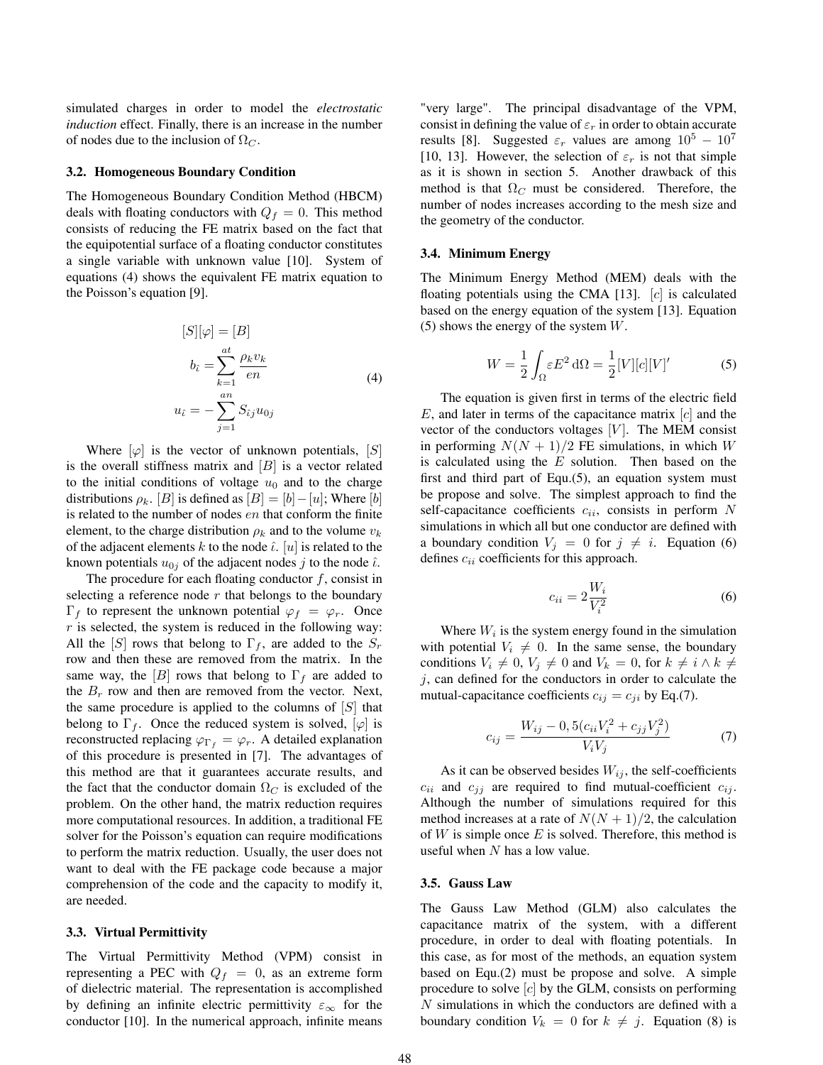simulated charges in order to model the *electrostatic induction* effect. Finally, there is an increase in the number of nodes due to the inclusion of $\Omega_C$.

### 3.2. Homogeneous Boundary Condition

The Homogeneous Boundary Condition Method (HBCM) deals with floating conductors with $Q_f = 0$. This method consists of reducing the FE matrix based on the fact that the equipotential surface of a floating conductor constitutes a single variable with unknown value [10]. System of equations (4) shows the equivalent FE matrix equation to the Poisson's equation [9].

$$
\begin{aligned}
[S][\varphi] &= [B] \\
b_{\hat{\imath}} &= \sum_{k=1}^{at} \frac{\rho_k v_k}{en} \\
u_{\hat{\imath}} &= -\sum_{j=1}^{an} S_{\hat{\imath}j} u_{0j}
\end{aligned}
\tag{4}
$$

Where $[\varphi]$ is the vector of unknown potentials, $[S]$ is the overall stiffness matrix and $[B]$ is a vector related to the initial conditions of voltage $u_0$ and to the charge distributions $\rho_k$. $[B]$ is defined as $[B] = [b] - [u]$; Where $[b]$ is related to the number of nodes $en$ that conform the finite element, to the charge distribution $\rho_k$ and to the volume $v_k$ of the adjacent elements $k$ to the node $\hat{\imath}$. $[u]$ is related to the known potentials $u_{0j}$ of the adjacent nodes $j$ to the node $\hat{\imath}$.

The procedure for each floating conductor $f$, consist in selecting a reference node $r$ that belongs to the boundary $\Gamma_f$ to represent the unknown potential $\varphi_f = \varphi_r$. Once $r$ is selected, the system is reduced in the following way: All the $[S]$ rows that belong to $\Gamma_f$, are added to the $S_r$ row and then these are removed from the matrix. In the same way, the $[B]$ rows that belong to $\Gamma_f$ are added to the $B_r$ row and then are removed from the vector. Next, the same procedure is applied to the columns of $[S]$ that belong to $\Gamma_f$. Once the reduced system is solved, $[\varphi]$ is reconstructed replacing $\varphi_{\Gamma_f} = \varphi_r$. A detailed explanation of this procedure is presented in [7]. The advantages of this method are that it guarantees accurate results, and the fact that the conductor domain $\Omega_C$ is excluded of the problem. On the other hand, the matrix reduction requires more computational resources. In addition, a traditional FE solver for the Poisson's equation can require modifications to perform the matrix reduction. Usually, the user does not want to deal with the FE package code because a major comprehension of the code and the capacity to modify it, are needed.

### 3.3. Virtual Permittivity

The Virtual Permittivity Method (VPM) consist in representing a PEC with $Q_f = 0$, as an extreme form of dielectric material. The representation is accomplished by defining an infinite electric permittivity $\varepsilon_\infty$ for the conductor [10]. In the numerical approach, infinite means "very large". The principal disadvantage of the VPM, consist in defining the value of $\varepsilon_r$ in order to obtain accurate results [8]. Suggested $\varepsilon_r$ values are among $10^5 - 10^7$ [10, 13]. However, the selection of $\varepsilon_r$ is not that simple as it is shown in section 5. Another drawback of this method is that $\Omega_C$ must be considered. Therefore, the number of nodes increases according to the mesh size and the geometry of the conductor.

### 3.4. Minimum Energy

The Minimum Energy Method (MEM) deals with the floating potentials using the CMA [13]. $[c]$ is calculated based on the energy equation of the system [13]. Equation (5) shows the energy of the system $W$.

$$
W = \frac{1}{2}\int_\Omega \varepsilon E^2 \,\mathrm{d}\Omega = \frac{1}{2}[V][c][V]' \tag{5}
$$

The equation is given first in terms of the electric field $E$, and later in terms of the capacitance matrix $[c]$ and the vector of the conductors voltages $[V]$. The MEM consist in performing $N(N+1)/2$ FE simulations, in which $W$ is calculated using the $E$ solution. Then based on the first and third part of Equ.(5), an equation system must be propose and solve. The simplest approach to find the self-capacitance coefficients $c_{ii}$, consists in perform $N$ simulations in which all but one conductor are defined with a boundary condition $V_j = 0$ for $j \neq i$. Equation (6) defines $c_{ii}$ coefficients for this approach.

$$
c_{ii} = 2\frac{W_i}{V_i^2} \tag{6}
$$

Where $W_i$ is the system energy found in the simulation with potential $V_i \neq 0$. In the same sense, the boundary conditions $V_i \neq 0$, $V_j \neq 0$ and $V_k = 0$, for $k \neq i \wedge k \neq j$, can defined for the conductors in order to calculate the mutual-capacitance coefficients $c_{ij} = c_{ji}$ by Eq.(7).

$$
c_{ij} = \frac{W_{ij} - 0,5(c_{ii}V_i^2 + c_{jj}V_j^2)}{V_iV_j} \tag{7}
$$

As it can be observed besides $W_{ij}$, the self-coefficients $c_{ii}$ and $c_{jj}$ are required to find mutual-coefficient $c_{ij}$. Although the number of simulations required for this method increases at a rate of $N(N+1)/2$, the calculation of $W$ is simple once $E$ is solved. Therefore, this method is useful when $N$ has a low value.

### 3.5. Gauss Law

The Gauss Law Method (GLM) also calculates the capacitance matrix of the system, with a different procedure, in order to deal with floating potentials. In this case, as for most of the methods, an equation system based on Equ.(2) must be propose and solve. A simple procedure to solve $[c]$ by the GLM, consists on performing $N$ simulations in which the conductors are defined with a boundary condition $V_k = 0$ for $k \neq j$. Equation (8) is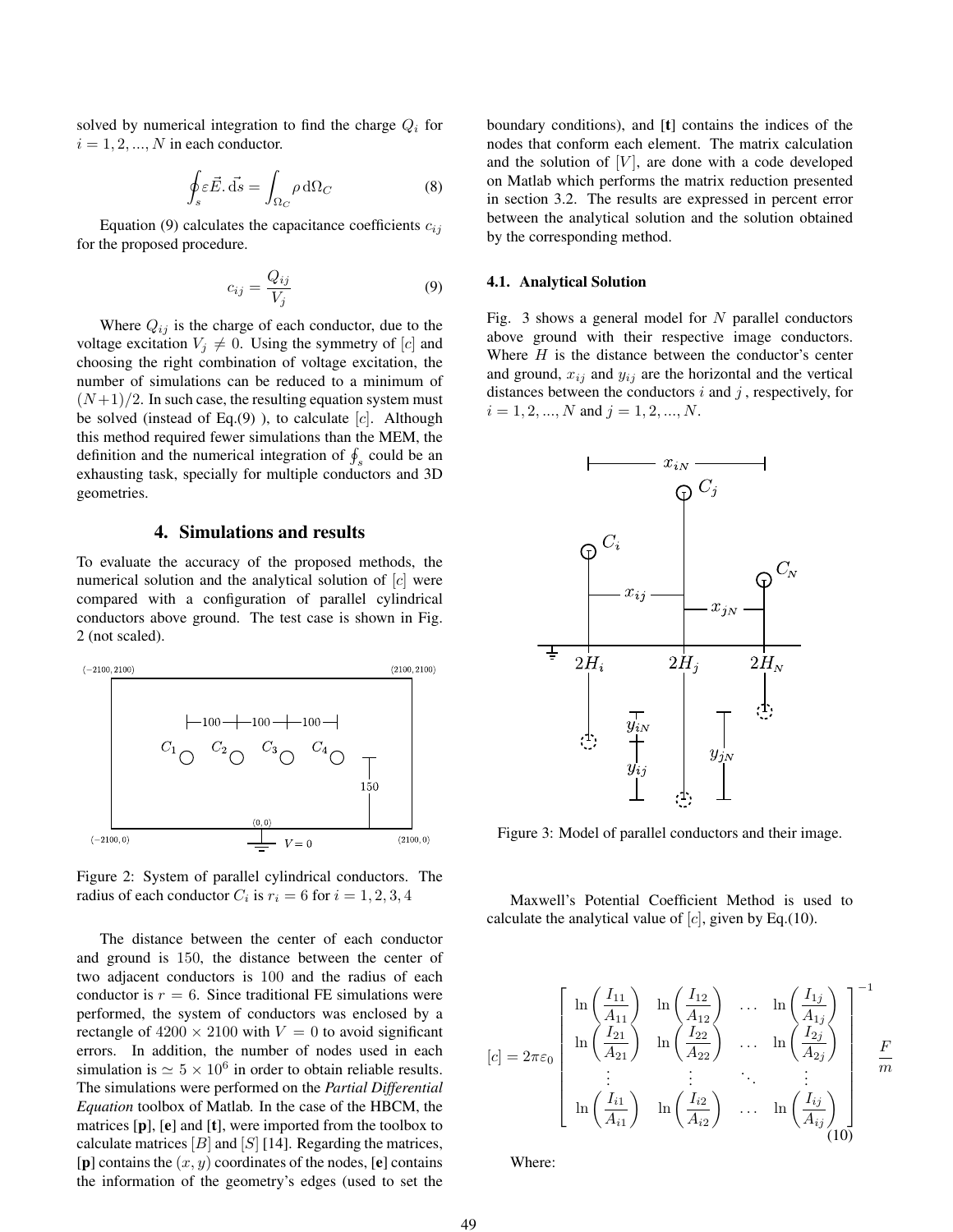solved by numerical integration to find the charge $Q_i$ for $i = 1, 2, ..., N$ in each conductor.

$$\oint_s \varepsilon \vec{E}.\,\mathrm{d}\vec{s} = \int_{\Omega_C} \rho \,\mathrm{d}\Omega_C \tag{8}$$

Equation (9) calculates the capacitance coefficients $c_{ij}$ for the proposed procedure.

$$c_{ij} = \frac{Q_{ij}}{V_j} \tag{9}$$

Where $Q_{ij}$ is the charge of each conductor, due to the voltage excitation $V_j \neq 0$. Using the symmetry of $[c]$ and choosing the right combination of voltage excitation, the number of simulations can be reduced to a minimum of $(N+1)/2$. In such case, the resulting equation system must be solved (instead of Eq.(9) ), to calculate $[c]$. Although this method required fewer simulations than the MEM, the definition and the numerical integration of $\oint_s$ could be an exhausting task, specially for multiple conductors and 3D geometries.

## 4. Simulations and results

To evaluate the accuracy of the proposed methods, the numerical solution and the analytical solution of $[c]$ were compared with a configuration of parallel cylindrical conductors above ground. The test case is shown in Fig. 2 (not scaled).

Figure 2: System of parallel cylindrical conductors. The radius of each conductor $C_i$ is $r_i = 6$ for $i = 1, 2, 3, 4$

The distance between the center of each conductor and ground is 150, the distance between the center of two adjacent conductors is 100 and the radius of each conductor is $r = 6$. Since traditional FE simulations were performed, the system of conductors was enclosed by a rectangle of $4200 \times 2100$ with $V = 0$ to avoid significant errors. In addition, the number of nodes used in each simulation is $\simeq 5 \times 10^6$ in order to obtain reliable results. The simulations were performed on the *Partial Differential Equation* toolbox of Matlab. In the case of the HBCM, the matrices [**p**], [**e**] and [**t**], were imported from the toolbox to calculate matrices $[B]$ and $[S]$ [14]. Regarding the matrices, [**p**] contains the $(x, y)$ coordinates of the nodes, [**e**] contains the information of the geometry's edges (used to set the boundary conditions), and [**t**] contains the indices of the nodes that conform each element. The matrix calculation and the solution of $[V]$, are done with a code developed on Matlab which performs the matrix reduction presented in section 3.2. The results are expressed in percent error between the analytical solution and the solution obtained by the corresponding method.

### 4.1. Analytical Solution

Fig. 3 shows a general model for $N$ parallel conductors above ground with their respective image conductors. Where $H$ is the distance between the conductor's center and ground, $x_{ij}$ and $y_{ij}$ are the horizontal and the vertical distances between the conductors $i$ and $j$ , respectively, for $i = 1, 2, ..., N$ and $j = 1, 2, ..., N$.

Figure 3: Model of parallel conductors and their image.

Maxwell's Potential Coefficient Method is used to calculate the analytical value of $[c]$, given by Eq.(10).

$$[c] = 2\pi\varepsilon_0 \begin{bmatrix} \ln\left(\frac{I_{11}}{A_{11}}\right) & \ln\left(\frac{I_{12}}{A_{12}}\right) & \dots & \ln\left(\frac{I_{1j}}{A_{1j}}\right) \\ \ln\left(\frac{I_{21}}{A_{21}}\right) & \ln\left(\frac{I_{22}}{A_{22}}\right) & \dots & \ln\left(\frac{I_{2j}}{A_{2j}}\right) \\ \vdots & \vdots & \ddots & \vdots \\ \ln\left(\frac{I_{i1}}{A_{i1}}\right) & \ln\left(\frac{I_{i2}}{A_{i2}}\right) & \dots & \ln\left(\frac{I_{ij}}{A_{ij}}\right) \end{bmatrix}^{-1} \frac{F}{m} \tag{10}$$

Where: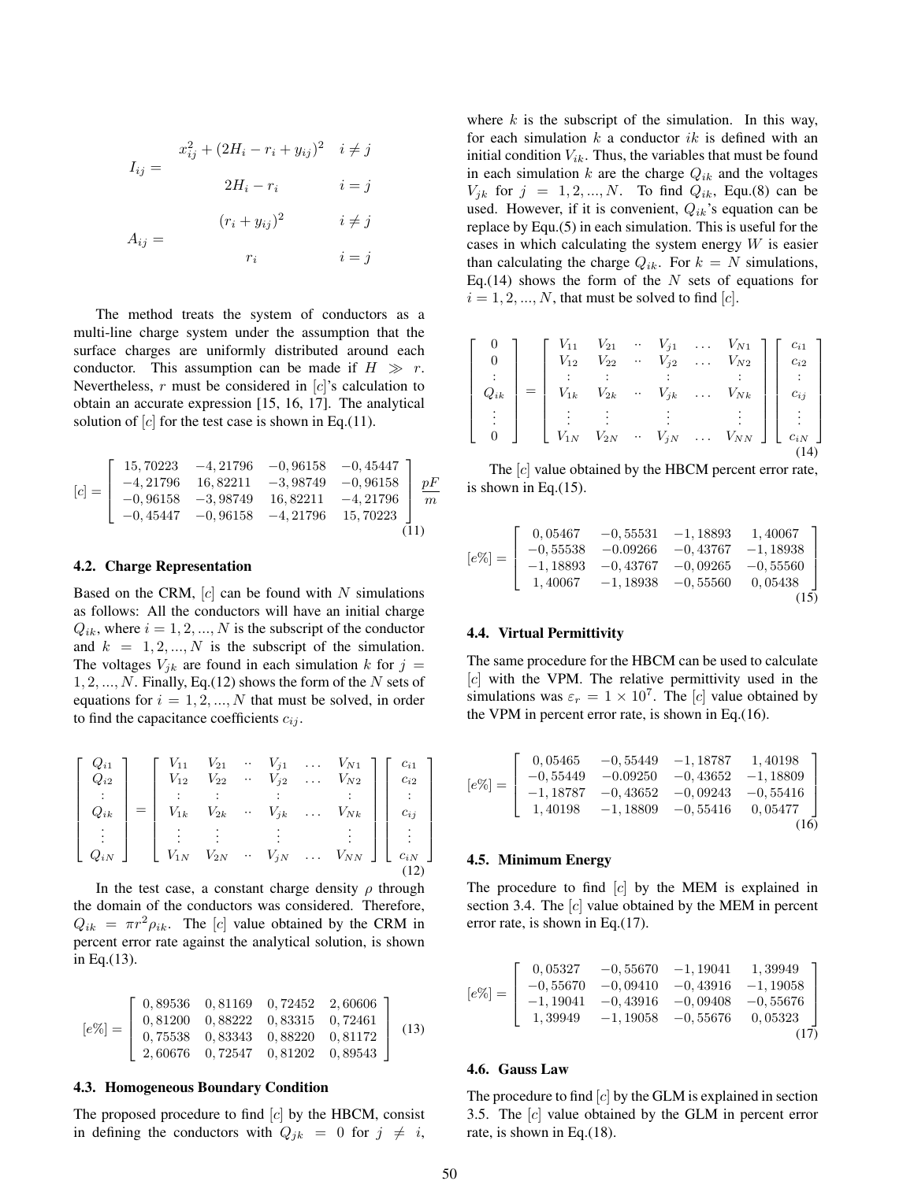$$I_{ij} = \begin{cases} x_{ij}^2 + (2H_i - r_i + y_{ij})^2 & i \neq j \\ 2H_i - r_i & i = j \end{cases}$$

$$A_{ij} = \begin{cases} (r_i + y_{ij})^2 & i \neq j \\ r_i & i = j \end{cases}$$

The method treats the system of conductors as a multi-line charge system under the assumption that the surface charges are uniformly distributed around each conductor. This assumption can be made if $H \gg r$. Nevertheless, $r$ must be considered in $[c]$'s calculation to obtain an accurate expression [15, 16, 17]. The analytical solution of $[c]$ for the test case is shown in Eq.(11).

$$[c] = \begin{bmatrix} 15,70223 & -4,21796 & -0,96158 & -0,45447 \\ -4,21796 & 16,82211 & -3,98749 & -0,96158 \\ -0,96158 & -3,98749 & 16,82211 & -4,21796 \\ -0,45447 & -0,96158 & -4,21796 & 15,70223 \end{bmatrix} \frac{pF}{m} \tag{11}$$

### 4.2. Charge Representation

Based on the CRM, $[c]$ can be found with $N$ simulations as follows: All the conductors will have an initial charge $Q_{ik}$, where $i = 1, 2, ..., N$ is the subscript of the conductor and $k = 1, 2, ..., N$ is the subscript of the simulation. The voltages $V_{jk}$ are found in each simulation $k$ for $j = 1, 2, ..., N$. Finally, Eq.(12) shows the form of the $N$ sets of equations for $i = 1, 2, ..., N$ that must be solved, in order to find the capacitance coefficients $c_{ij}$.

$$\begin{bmatrix} Q_{i1} \\ Q_{i2} \\ \vdots \\ Q_{ik} \\ \vdots \\ Q_{iN} \end{bmatrix} = \begin{bmatrix} V_{11} & V_{21} & \cdots & V_{j1} & \dots & V_{N1} \\ V_{12} & V_{22} & \cdots & V_{j2} & \dots & V_{N2} \\ \vdots & \vdots & & \vdots & & \vdots \\ V_{1k} & V_{2k} & \cdots & V_{jk} & \dots & V_{Nk} \\ \vdots & \vdots & & \vdots & & \vdots \\ V_{1N} & V_{2N} & \cdots & V_{jN} & \dots & V_{NN} \end{bmatrix} \begin{bmatrix} c_{i1} \\ c_{i2} \\ \vdots \\ c_{ij} \\ \vdots \\ c_{iN} \end{bmatrix} \tag{12}$$

In the test case, a constant charge density $\rho$ through the domain of the conductors was considered. Therefore, $Q_{ik} = \pi r^2 \rho_{ik}$. The $[c]$ value obtained by the CRM in percent error rate against the analytical solution, is shown in Eq.(13).

$$[e\%] = \begin{bmatrix} 0,89536 & 0,81169 & 0,72452 & 2,60606 \\ 0,81200 & 0,88222 & 0,83315 & 0,72461 \\ 0,75538 & 0,83343 & 0,88220 & 0,81172 \\ 2,60676 & 0,72547 & 0,81202 & 0,89543 \end{bmatrix} \tag{13}$$

### 4.3. Homogeneous Boundary Condition

The proposed procedure to find $[c]$ by the HBCM, consist in defining the conductors with $Q_{jk} = 0$ for $j \neq i$, where $k$ is the subscript of the simulation. In this way, for each simulation $k$ a conductor $ik$ is defined with an initial condition $V_{ik}$. Thus, the variables that must be found in each simulation $k$ are the charge $Q_{ik}$ and the voltages $V_{jk}$ for $j = 1, 2, ..., N$. To find $Q_{ik}$, Equ.(8) can be used. However, if it is convenient, $Q_{ik}$'s equation can be replace by Equ.(5) in each simulation. This is useful for the cases in which calculating the system energy $W$ is easier than calculating the charge $Q_{ik}$. For $k = N$ simulations, Eq.(14) shows the form of the $N$ sets of equations for $i = 1, 2, ..., N$, that must be solved to find $[c]$.

$$\begin{bmatrix} 0 \\ 0 \\ \vdots \\ Q_{ik} \\ \vdots \\ 0 \end{bmatrix} = \begin{bmatrix} V_{11} & V_{21} & \cdots & V_{j1} & \dots & V_{N1} \\ V_{12} & V_{22} & \cdots & V_{j2} & \dots & V_{N2} \\ \vdots & \vdots & & \vdots & & \vdots \\ V_{1k} & V_{2k} & \cdots & V_{jk} & \dots & V_{Nk} \\ \vdots & \vdots & & \vdots & & \vdots \\ V_{1N} & V_{2N} & \cdots & V_{jN} & \dots & V_{NN} \end{bmatrix} \begin{bmatrix} c_{i1} \\ c_{i2} \\ \vdots \\ c_{ij} \\ \vdots \\ c_{iN} \end{bmatrix} \tag{14}$$

The $[c]$ value obtained by the HBCM percent error rate, is shown in Eq.(15).

$$[e\%] = \begin{bmatrix} 0,05467 & -0,55531 & -1,18893 & 1,40067 \\ -0,55538 & -0.09266 & -0,43767 & -1,18938 \\ -1,18893 & -0,43767 & -0,09265 & -0,55560 \\ 1,40067 & -1,18938 & -0,55560 & 0,05438 \end{bmatrix} \tag{15}$$

### 4.4. Virtual Permittivity

The same procedure for the HBCM can be used to calculate $[c]$ with the VPM. The relative permittivity used in the simulations was $\varepsilon_r = 1 \times 10^7$. The $[c]$ value obtained by the VPM in percent error rate, is shown in Eq.(16).

$$[e\%] = \begin{bmatrix} 0,05465 & -0,55449 & -1,18787 & 1,40198 \\ -0,55449 & -0.09250 & -0,43652 & -1,18809 \\ -1,18787 & -0,43652 & -0,09243 & -0,55416 \\ 1,40198 & -1,18809 & -0,55416 & 0,05477 \end{bmatrix} \tag{16}$$

### 4.5. Minimum Energy

The procedure to find $[c]$ by the MEM is explained in section 3.4. The $[c]$ value obtained by the MEM in percent error rate, is shown in Eq.(17).

$$[e\%] = \begin{bmatrix} 0,05327 & -0,55670 & -1,19041 & 1,39949 \\ -0,55670 & -0,09410 & -0,43916 & -1,19058 \\ -1,19041 & -0,43916 & -0,09408 & -0,55676 \\ 1,39949 & -1,19058 & -0,55676 & 0,05323 \end{bmatrix} \tag{17}$$

### 4.6. Gauss Law

The procedure to find $[c]$ by the GLM is explained in section 3.5. The $[c]$ value obtained by the GLM in percent error rate, is shown in Eq.(18).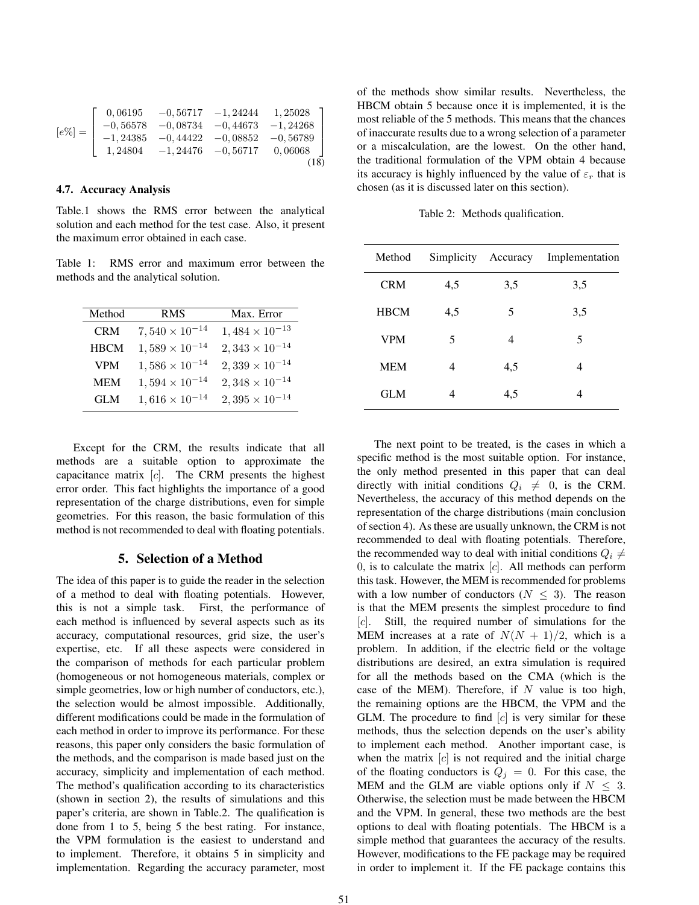$$[e\%] = \begin{bmatrix} 0,06195 & -0,56717 & -1,24244 & 1,25028 \\ -0,56578 & -0,08734 & -0,44673 & -1,24268 \\ -1,24385 & -0,44422 & -0,08852 & -0,56789 \\ 1,24804 & -1,24476 & -0,56717 & 0,06068 \end{bmatrix} \quad (18)$$

### 4.7. Accuracy Analysis

Table.1 shows the RMS error between the analytical solution and each method for the test case. Also, it present the maximum error obtained in each case.

Table 1: RMS error and maximum error between the methods and the analytical solution.

| Method | RMS | Max. Error |
|---|---|---|
| CRM | $7,540 \times 10^{-14}$ | $1,484 \times 10^{-13}$ |
| HBCM | $1,589 \times 10^{-14}$ | $2,343 \times 10^{-14}$ |
| VPM | $1,586 \times 10^{-14}$ | $2,339 \times 10^{-14}$ |
| MEM | $1,594 \times 10^{-14}$ | $2,348 \times 10^{-14}$ |
| GLM | $1,616 \times 10^{-14}$ | $2,395 \times 10^{-14}$ |

Except for the CRM, the results indicate that all methods are a suitable option to approximate the capacitance matrix $[c]$. The CRM presents the highest error order. This fact highlights the importance of a good representation of the charge distributions, even for simple geometries. For this reason, the basic formulation of this method is not recommended to deal with floating potentials.

## 5. Selection of a Method

The idea of this paper is to guide the reader in the selection of a method to deal with floating potentials. However, this is not a simple task. First, the performance of each method is influenced by several aspects such as its accuracy, computational resources, grid size, the user's expertise, etc. If all these aspects were considered in the comparison of methods for each particular problem (homogeneous or not homogeneous materials, complex or simple geometries, low or high number of conductors, etc.), the selection would be almost impossible. Additionally, different modifications could be made in the formulation of each method in order to improve its performance. For these reasons, this paper only considers the basic formulation of the methods, and the comparison is made based just on the accuracy, simplicity and implementation of each method. The method's qualification according to its characteristics (shown in section 2), the results of simulations and this paper's criteria, are shown in Table.2. The qualification is done from 1 to 5, being 5 the best rating. For instance, the VPM formulation is the easiest to understand and to implement. Therefore, it obtains 5 in simplicity and implementation. Regarding the accuracy parameter, most of the methods show similar results. Nevertheless, the HBCM obtain 5 because once it is implemented, it is the most reliable of the 5 methods. This means that the chances of inaccurate results due to a wrong selection of a parameter or a miscalculation, are the lowest. On the other hand, the traditional formulation of the VPM obtain 4 because its accuracy is highly influenced by the value of $\varepsilon_r$ that is chosen (as it is discussed later on this section).

Table 2: Methods qualification.

| Method | Simplicity | Accuracy | Implementation |
|---|---|---|---|
| CRM | 4,5 | 3,5 | 3,5 |
| HBCM | 4,5 | 5 | 3,5 |
| VPM | 5 | 4 | 5 |
| MEM | 4 | 4,5 | 4 |
| GLM | 4 | 4,5 | 4 |

The next point to be treated, is the cases in which a specific method is the most suitable option. For instance, the only method presented in this paper that can deal directly with initial conditions $Q_i \neq 0$, is the CRM. Nevertheless, the accuracy of this method depends on the representation of the charge distributions (main conclusion of section 4). As these are usually unknown, the CRM is not recommended to deal with floating potentials. Therefore, the recommended way to deal with initial conditions $Q_i \neq 0$, is to calculate the matrix $[c]$. All methods can perform this task. However, the MEM is recommended for problems with a low number of conductors ($N \leq 3$). The reason is that the MEM presents the simplest procedure to find $[c]$. Still, the required number of simulations for the MEM increases at a rate of $N(N+1)/2$, which is a problem. In addition, if the electric field or the voltage distributions are desired, an extra simulation is required for all the methods based on the CMA (which is the case of the MEM). Therefore, if $N$ value is too high, the remaining options are the HBCM, the VPM and the GLM. The procedure to find $[c]$ is very similar for these methods, thus the selection depends on the user's ability to implement each method. Another important case, is when the matrix $[c]$ is not required and the initial charge of the floating conductors is $Q_j = 0$. For this case, the MEM and the GLM are viable options only if $N \leq 3$. Otherwise, the selection must be made between the HBCM and the VPM. In general, these two methods are the best options to deal with floating potentials. The HBCM is a simple method that guarantees the accuracy of the results. However, modifications to the FE package may be required in order to implement it. If the FE package contains this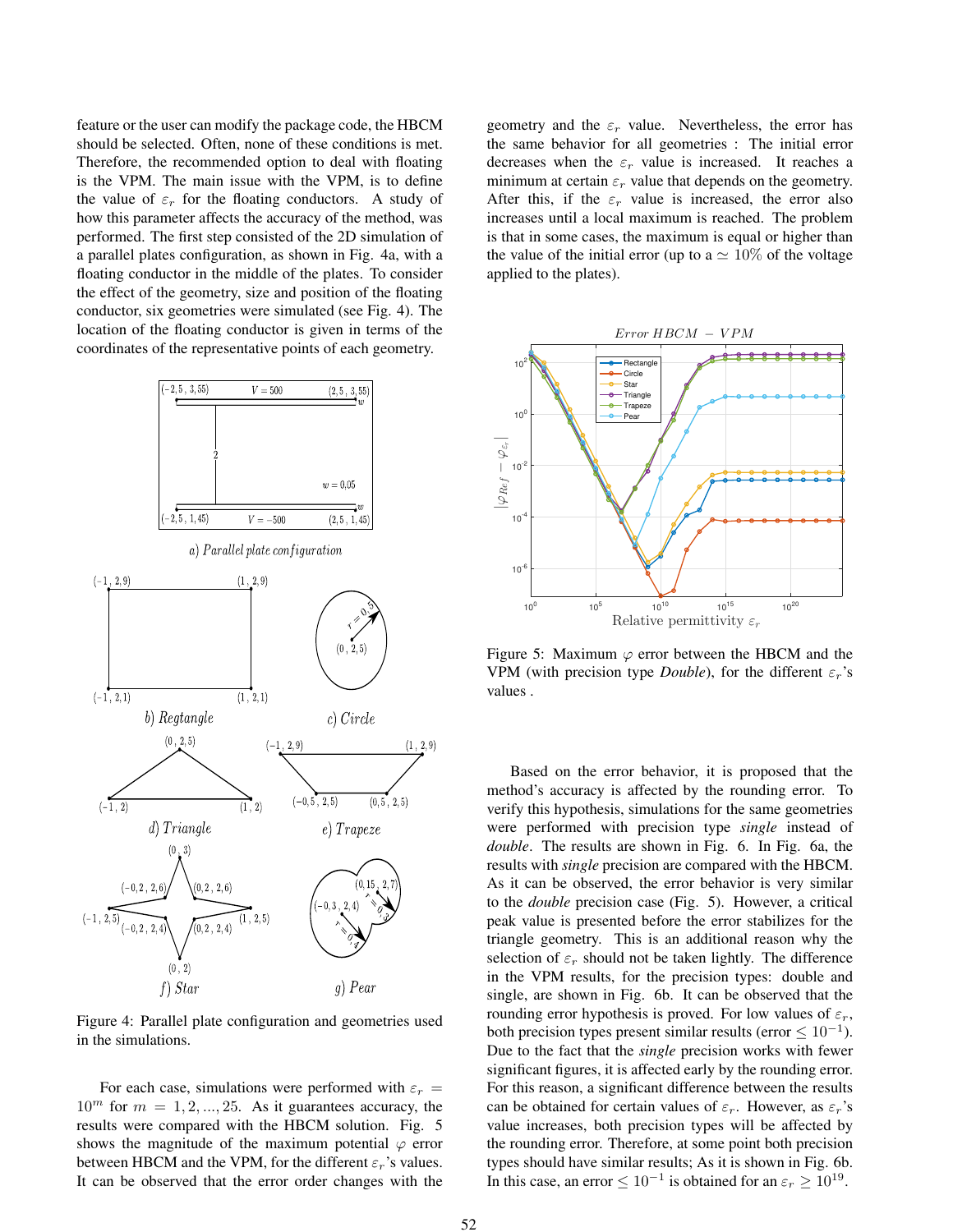feature or the user can modify the package code, the HBCM should be selected. Often, none of these conditions is met. Therefore, the recommended option to deal with floating is the VPM. The main issue with the VPM, is to define the value of $\varepsilon_r$ for the floating conductors. A study of how this parameter affects the accuracy of the method, was performed. The first step consisted of the 2D simulation of a parallel plates configuration, as shown in Fig. 4a, with a floating conductor in the middle of the plates. To consider the effect of the geometry, size and position of the floating conductor, six geometries were simulated (see Fig. 4). The location of the floating conductor is given in terms of the coordinates of the representative points of each geometry.

Figure 4: Parallel plate configuration and geometries used in the simulations.

For each case, simulations were performed with $\varepsilon_r = 10^m$ for $m = 1, 2, ..., 25$. As it guarantees accuracy, the results were compared with the HBCM solution. Fig. 5 shows the magnitude of the maximum potential $\varphi$ error between HBCM and the VPM, for the different $\varepsilon_r$'s values. It can be observed that the error order changes with the geometry and the $\varepsilon_r$ value. Nevertheless, the error has the same behavior for all geometries : The initial error decreases when the $\varepsilon_r$ value is increased. It reaches a minimum at certain $\varepsilon_r$ value that depends on the geometry. After this, if the $\varepsilon_r$ value is increased, the error also increases until a local maximum is reached. The problem is that in some cases, the maximum is equal or higher than the value of the initial error (up to a $\simeq 10\%$ of the voltage applied to the plates).

Figure 5: Maximum $\varphi$ error between the HBCM and the VPM (with precision type *Double*), for the different $\varepsilon_r$'s values .

Based on the error behavior, it is proposed that the method's accuracy is affected by the rounding error. To verify this hypothesis, simulations for the same geometries were performed with precision type *single* instead of *double*. The results are shown in Fig. 6. In Fig. 6a, the results with *single* precision are compared with the HBCM. As it can be observed, the error behavior is very similar to the *double* precision case (Fig. 5). However, a critical peak value is presented before the error stabilizes for the triangle geometry. This is an additional reason why the selection of $\varepsilon_r$ should not be taken lightly. The difference in the VPM results, for the precision types: double and single, are shown in Fig. 6b. It can be observed that the rounding error hypothesis is proved. For low values of $\varepsilon_r$, both precision types present similar results (error $\leq 10^{-1}$). Due to the fact that the *single* precision works with fewer significant figures, it is affected early by the rounding error. For this reason, a significant difference between the results can be obtained for certain values of $\varepsilon_r$. However, as $\varepsilon_r$'s value increases, both precision types will be affected by the rounding error. Therefore, at some point both precision types should have similar results; As it is shown in Fig. 6b. In this case, an error $\leq 10^{-1}$ is obtained for an $\varepsilon_r \geq 10^{19}$.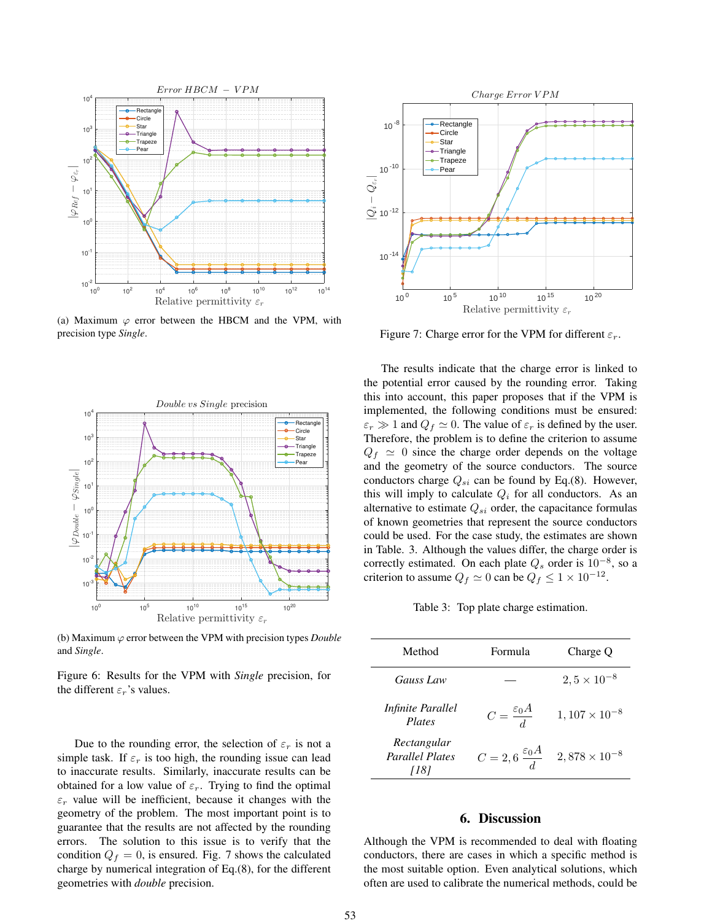(a) Maximum $\varphi$ error between the HBCM and the VPM, with precision type *Single*.

(b) Maximum $\varphi$ error between the VPM with precision types *Double* and *Single*.

Figure 6: Results for the VPM with *Single* precision, for the different $\varepsilon_r$'s values.

Due to the rounding error, the selection of $\varepsilon_r$ is not a simple task. If $\varepsilon_r$ is too high, the rounding issue can lead to inaccurate results. Similarly, inaccurate results can be obtained for a low value of $\varepsilon_r$. Trying to find the optimal $\varepsilon_r$ value will be inefficient, because it changes with the geometry of the problem. The most important point is to guarantee that the results are not affected by the rounding errors. The solution to this issue is to verify that the condition $Q_f = 0$, is ensured. Fig. 7 shows the calculated charge by numerical integration of Eq.(8), for the different geometries with *double* precision.

Figure 7: Charge error for the VPM for different $\varepsilon_r$.

The results indicate that the charge error is linked to the potential error caused by the rounding error. Taking this into account, this paper proposes that if the VPM is implemented, the following conditions must be ensured: $\varepsilon_r \gg 1$ and $Q_f \simeq 0$. The value of $\varepsilon_r$ is defined by the user. Therefore, the problem is to define the criterion to assume $Q_f \simeq 0$ since the charge order depends on the voltage and the geometry of the source conductors. The source conductors charge $Q_{si}$ can be found by Eq.(8). However, this will imply to calculate $Q_i$ for all conductors. As an alternative to estimate $Q_{si}$ order, the capacitance formulas of known geometries that represent the source conductors could be used. For the case study, the estimates are shown in Table. 3. Although the values differ, the charge order is correctly estimated. On each plate $Q_s$ order is $10^{-8}$, so a criterion to assume $Q_f \simeq 0$ can be $Q_f \leq 1 \times 10^{-12}$.

Table 3: Top plate charge estimation.

| Method | Formula | Charge Q |
|---|---|---|
| *Gauss Law* | — | $2,5 \times 10^{-8}$ |
| *Infinite Parallel Plates* | $C = \dfrac{\varepsilon_0 A}{d}$ | $1,107 \times 10^{-8}$ |
| *Rectangular Parallel Plates [18]* | $C = 2,6\,\dfrac{\varepsilon_0 A}{d}$ | $2,878 \times 10^{-8}$ |

## 6. Discussion

Although the VPM is recommended to deal with floating conductors, there are cases in which a specific method is the most suitable option. Even analytical solutions, which often are used to calibrate the numerical methods, could be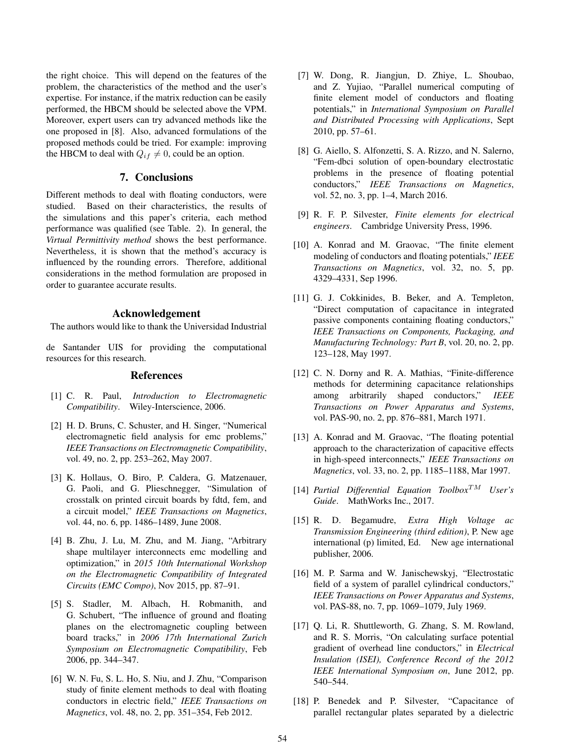the right choice. This will depend on the features of the problem, the characteristics of the method and the user's expertise. For instance, if the matrix reduction can be easily performed, the HBCM should be selected above the VPM. Moreover, expert users can try advanced methods like the one proposed in [8]. Also, advanced formulations of the proposed methods could be tried. For example: improving the HBCM to deal with $Q_{if} \neq 0$, could be an option.

## 7. Conclusions

Different methods to deal with floating conductors, were studied. Based on their characteristics, the results of the simulations and this paper's criteria, each method performance was qualified (see Table. 2). In general, the *Virtual Permittivity method* shows the best performance. Nevertheless, it is shown that the method's accuracy is influenced by the rounding errors. Therefore, additional considerations in the method formulation are proposed in order to guarantee accurate results.

## Acknowledgement

The authors would like to thank the Universidad Industrial de Santander UIS for providing the computational resources for this research.

## References

[1] C. R. Paul, *Introduction to Electromagnetic Compatibility*. Wiley-Interscience, 2006.

[2] H. D. Bruns, C. Schuster, and H. Singer, "Numerical electromagnetic field analysis for emc problems," *IEEE Transactions on Electromagnetic Compatibility*, vol. 49, no. 2, pp. 253–262, May 2007.

[3] K. Hollaus, O. Biro, P. Caldera, G. Matzenauer, G. Paoli, and G. Plieschnegger, "Simulation of crosstalk on printed circuit boards by fdtd, fem, and a circuit model," *IEEE Transactions on Magnetics*, vol. 44, no. 6, pp. 1486–1489, June 2008.

[4] B. Zhu, J. Lu, M. Zhu, and M. Jiang, "Arbitrary shape multilayer interconnects emc modelling and optimization," in *2015 10th International Workshop on the Electromagnetic Compatibility of Integrated Circuits (EMC Compo)*, Nov 2015, pp. 87–91.

[5] S. Stadler, M. Albach, H. Robmanith, and G. Schubert, "The influence of ground and floating planes on the electromagnetic coupling between board tracks," in *2006 17th International Zurich Symposium on Electromagnetic Compatibility*, Feb 2006, pp. 344–347.

[6] W. N. Fu, S. L. Ho, S. Niu, and J. Zhu, "Comparison study of finite element methods to deal with floating conductors in electric field," *IEEE Transactions on Magnetics*, vol. 48, no. 2, pp. 351–354, Feb 2012.

[7] W. Dong, R. Jiangjun, D. Zhiye, L. Shoubao, and Z. Yujiao, "Parallel numerical computing of finite element model of conductors and floating potentials," in *International Symposium on Parallel and Distributed Processing with Applications*, Sept 2010, pp. 57–61.

[8] G. Aiello, S. Alfonzetti, S. A. Rizzo, and N. Salerno, "Fem-dbci solution of open-boundary electrostatic problems in the presence of floating potential conductors," *IEEE Transactions on Magnetics*, vol. 52, no. 3, pp. 1–4, March 2016.

[9] R. F. P. Silvester, *Finite elements for electrical engineers*. Cambridge University Press, 1996.

[10] A. Konrad and M. Graovac, "The finite element modeling of conductors and floating potentials," *IEEE Transactions on Magnetics*, vol. 32, no. 5, pp. 4329–4331, Sep 1996.

[11] G. J. Cokkinides, B. Beker, and A. Templeton, "Direct computation of capacitance in integrated passive components containing floating conductors," *IEEE Transactions on Components, Packaging, and Manufacturing Technology: Part B*, vol. 20, no. 2, pp. 123–128, May 1997.

[12] C. N. Dorny and R. A. Mathias, "Finite-difference methods for determining capacitance relationships among arbitrarily shaped conductors," *IEEE Transactions on Power Apparatus and Systems*, vol. PAS-90, no. 2, pp. 876–881, March 1971.

[13] A. Konrad and M. Graovac, "The floating potential approach to the characterization of capacitive effects in high-speed interconnects," *IEEE Transactions on Magnetics*, vol. 33, no. 2, pp. 1185–1188, Mar 1997.

[14] *Partial Differential Equation Toolbox$^{TM}$ User's Guide*. MathWorks Inc., 2017.

[15] R. D. Begamudre, *Extra High Voltage ac Transmission Engineering (third edition)*, P. New age international (p) limited, Ed. New age international publisher, 2006.

[16] M. P. Sarma and W. Janischewskyj, "Electrostatic field of a system of parallel cylindrical conductors," *IEEE Transactions on Power Apparatus and Systems*, vol. PAS-88, no. 7, pp. 1069–1079, July 1969.

[17] Q. Li, R. Shuttleworth, G. Zhang, S. M. Rowland, and R. S. Morris, "On calculating surface potential gradient of overhead line conductors," in *Electrical Insulation (ISEI), Conference Record of the 2012 IEEE International Symposium on*, June 2012, pp. 540–544.

[18] P. Benedek and P. Silvester, "Capacitance of parallel rectangular plates separated by a dielectric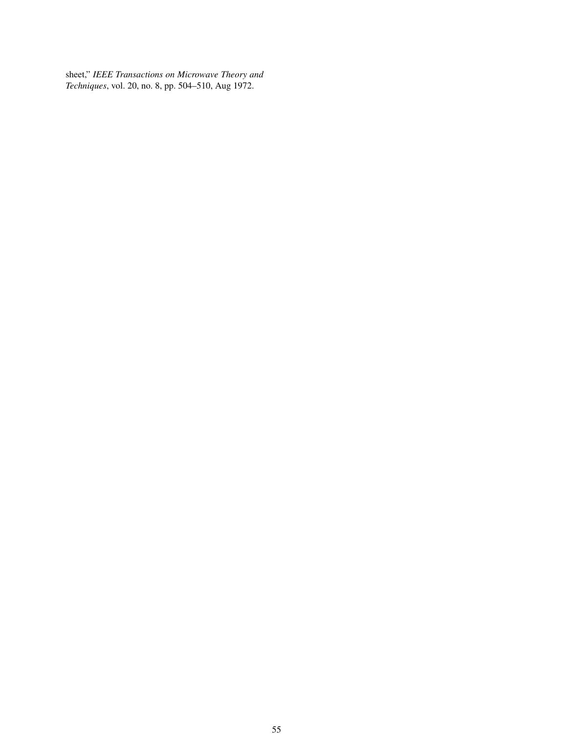sheet," *IEEE Transactions on Microwave Theory and Techniques*, vol. 20, no. 8, pp. 504–510, Aug 1972.